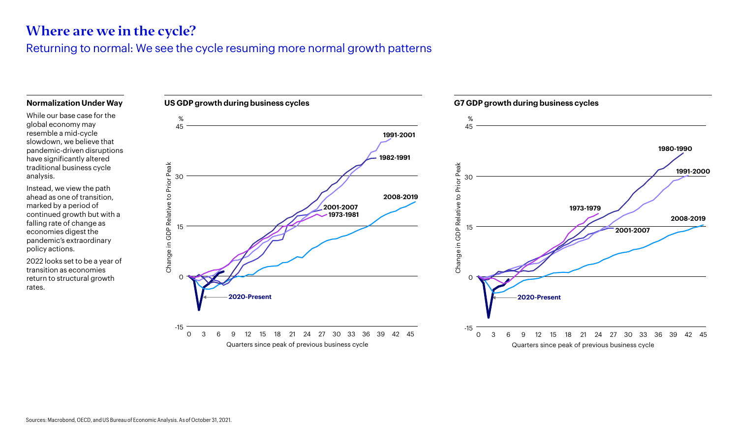# Where are we in the cycle?

## Returning to normal: We see the cycle resuming more normal growth patterns

### Normalization Under Way

While our base case for the global economy may resemble a mid-cycle slowdown, we believe that pandemic-driven disruptions have significantly altered traditional business cycle analysis.

Instead, we view the path ahead as one of transition, marked by a period of continued growth but with a falling rate of change as economies digest the pandemic's extraordinary policy actions.

2022 looks set to be a year of transition as economies return to structural growth rates.

**US GDP growth during business cycles**

**G7 GDP growth during business cycles**

Sources: Macrobond, OECD, and US Bureau of Economic Analysis. As of October 31, 2021.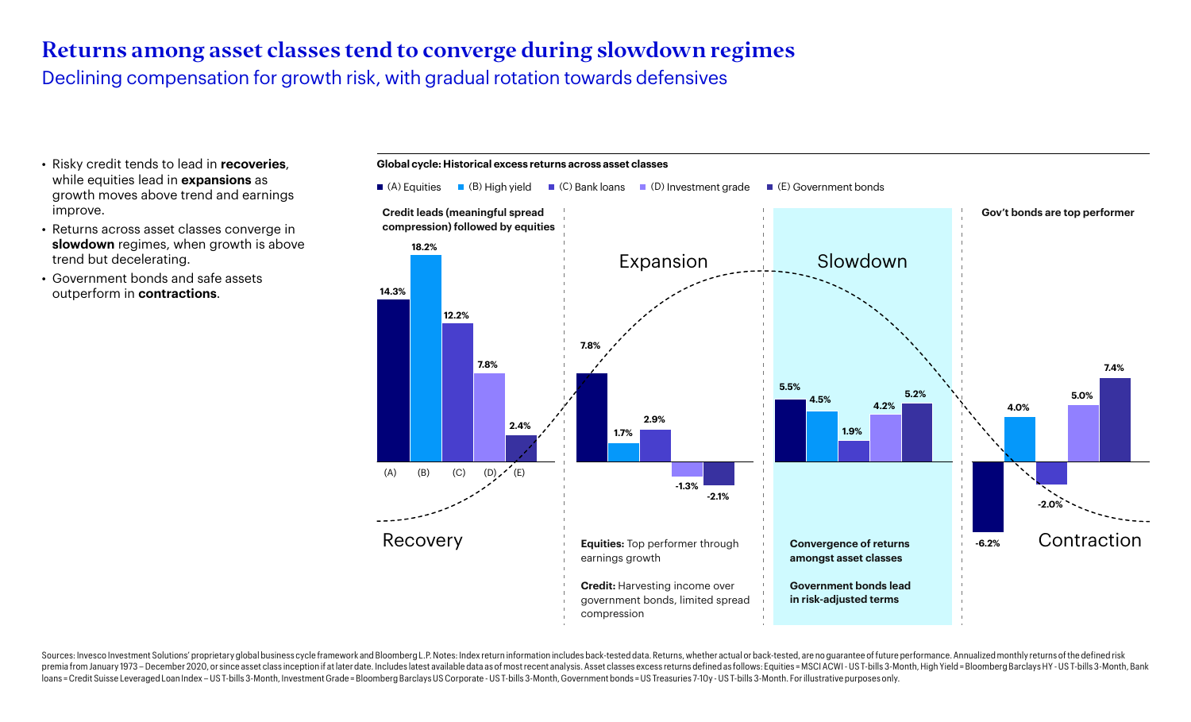# Returns among asset classes tend to converge during slowdown regimes

## Declining compensation for growth risk, with gradual rotation towards defensives

- Risky credit tends to lead in **recoveries**, while equities lead in **expansions** as growth moves above trend and earnings improve.
- Returns across asset classes converge in **slowdown** regimes, when growth is above trend but decelerating.
- Government bonds and safe assets outperform in **contractions**.

**Global cycle: Historical excess returns across asset classes**

(A) Equities
(B) High yield
(C) Bank loans
(D) Investment grade
(E) Government bonds

Recovery

**Credit leads (meaningful spread compression) followed by equities**

14.3%
18.2%
12.2%
7.8%
2.4%

(A) (B) (C) (D) (E)

Expansion

7.8%
1.7%
2.9%
-1.3%
-2.1%

**Equities:** Top performer through earnings growth

**Credit:** Harvesting income over government bonds, limited spread compression

Slowdown

5.5%
4.5%
1.9%
4.2%
5.2%

**Convergence of returns amongst asset classes**

**Government bonds lead in risk-adjusted terms**

Contraction

**Gov't bonds are top performer**

-6.2%
4.0%
-2.0%
5.0%
7.4%

Sources: Invesco Investment Solutions' proprietary global business cycle framework and Bloomberg L.P. Notes: Index return information includes back-tested data. Returns, whether actual or back-tested, are no guarantee of future performance. Annualized monthly returns of the defined risk premia from January 1973 – December 2020, or since asset class inception if at later date. Includes latest available data as of most recent analysis. Asset classes excess returns defined as follows: Equities = MSCI ACWI - US T-bills 3-Month, High Yield = Bloomberg Barclays HY - US T-bills 3-Month, Bank loans = Credit Suisse Leveraged Loan Index – US T-bills 3-Month, Investment Grade = Bloomberg Barclays US Corporate - US T-bills 3-Month, Government bonds = US Treasuries 7-10y - US T-bills 3-Month. For illustrative purposes only.